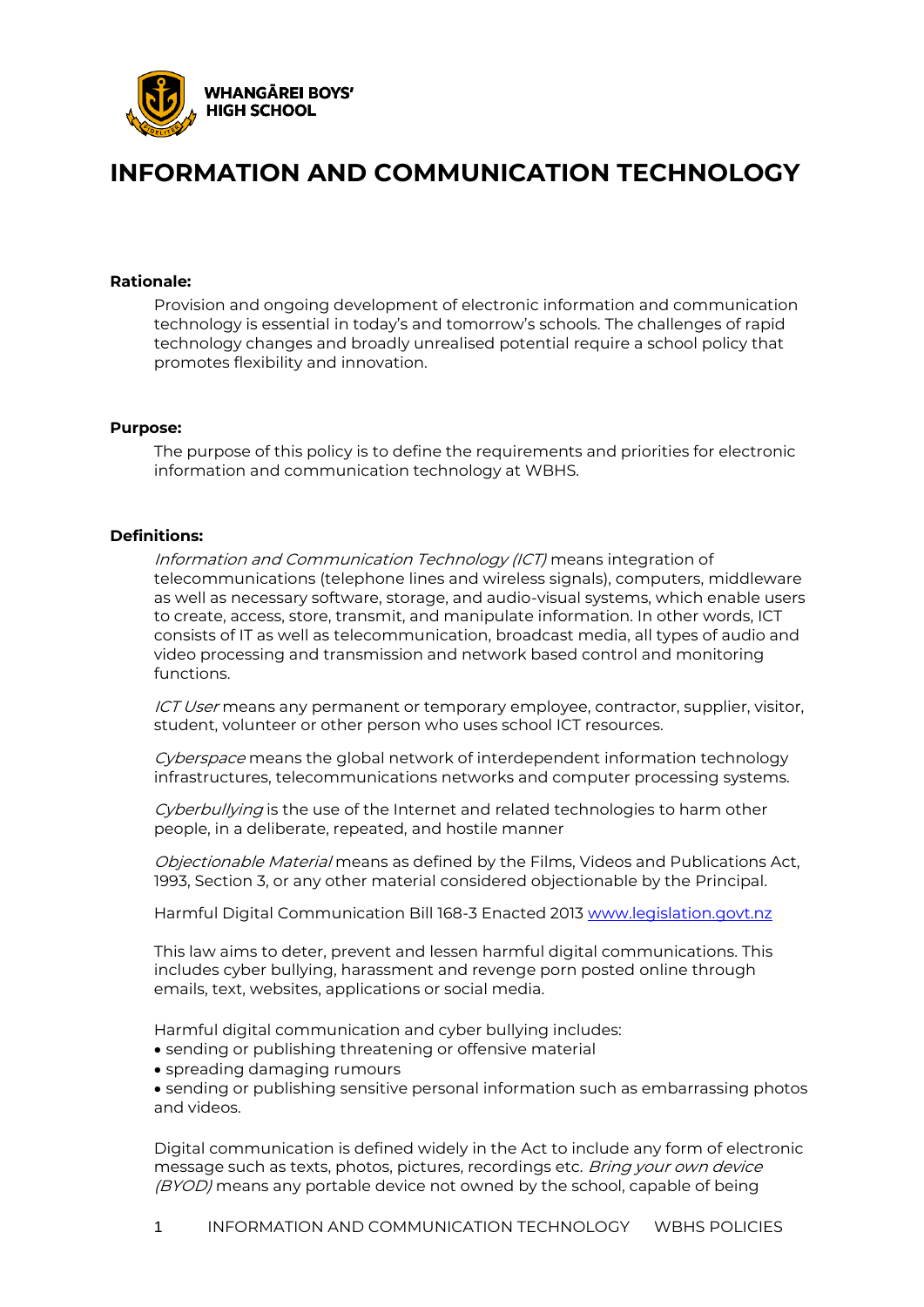**WHANGĀREI BOYS' HIGH SCHOOL**

# INFORMATION AND COMMUNICATION TECHNOLOGY

**Rationale:**

Provision and ongoing development of electronic information and communication technology is essential in today's and tomorrow's schools. The challenges of rapid technology changes and broadly unrealised potential require a school policy that promotes flexibility and innovation.

**Purpose:**

The purpose of this policy is to define the requirements and priorities for electronic information and communication technology at WBHS.

**Definitions:**

*Information and Communication Technology (ICT)* means integration of telecommunications (telephone lines and wireless signals), computers, middleware as well as necessary software, storage, and audio-visual systems, which enable users to create, access, store, transmit, and manipulate information. In other words, ICT consists of IT as well as telecommunication, broadcast media, all types of audio and video processing and transmission and network based control and monitoring functions.

*ICT User* means any permanent or temporary employee, contractor, supplier, visitor, student, volunteer or other person who uses school ICT resources.

*Cyberspace* means the global network of interdependent information technology infrastructures, telecommunications networks and computer processing systems.

*Cyberbullying* is the use of the Internet and related technologies to harm other people, in a deliberate, repeated, and hostile manner

*Objectionable Material* means as defined by the Films, Videos and Publications Act, 1993, Section 3, or any other material considered objectionable by the Principal.

Harmful Digital Communication Bill 168-3 Enacted 2013 [www.legislation.govt.nz](www.legislation.govt.nz)

This law aims to deter, prevent and lessen harmful digital communications. This includes cyber bullying, harassment and revenge porn posted online through emails, text, websites, applications or social media.

Harmful digital communication and cyber bullying includes:

- sending or publishing threatening or offensive material
- spreading damaging rumours
- sending or publishing sensitive personal information such as embarrassing photos and videos.

Digital communication is defined widely in the Act to include any form of electronic message such as texts, photos, pictures, recordings etc. *Bring your own device (BYOD)* means any portable device not owned by the school, capable of being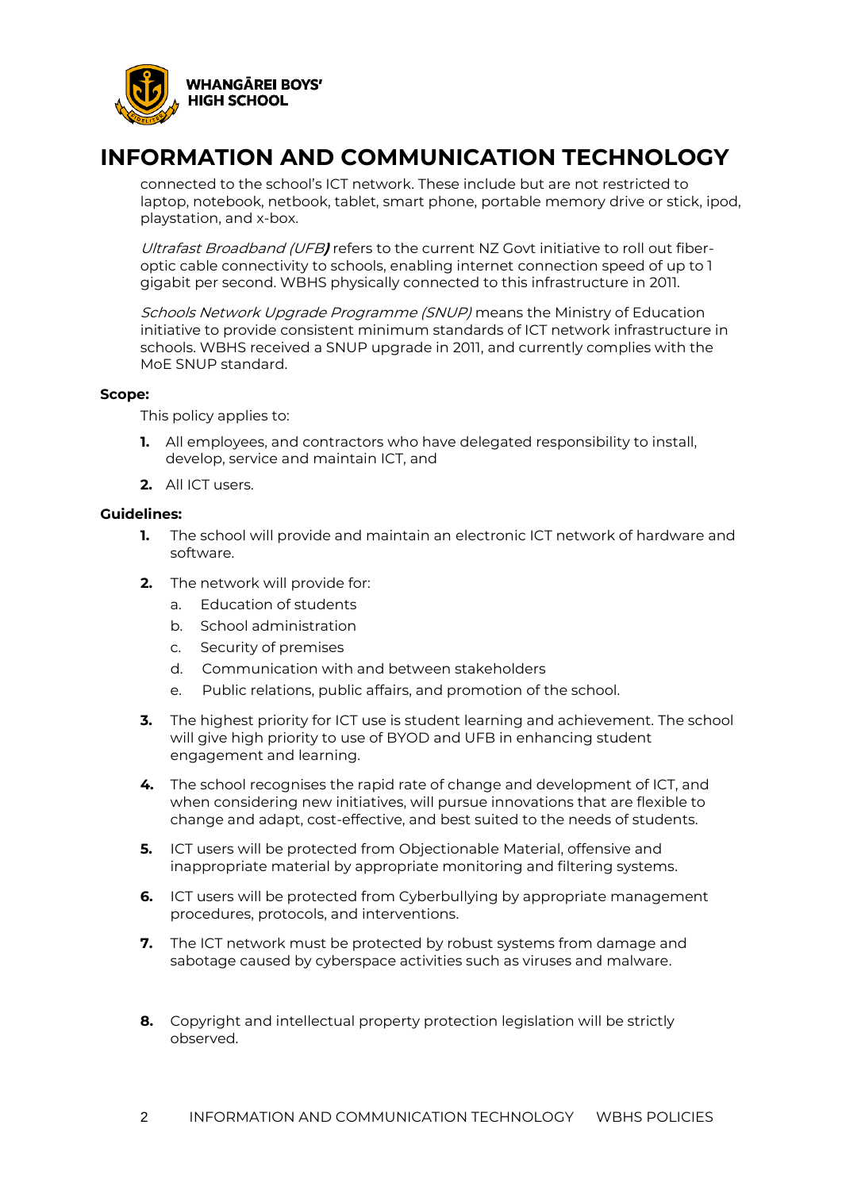# INFORMATION AND COMMUNICATION TECHNOLOGY

connected to the school's ICT network. These include but are not restricted to laptop, notebook, netbook, tablet, smart phone, portable memory drive or stick, ipod, playstation, and x-box.

*Ultrafast Broadband (UFB)* refers to the current NZ Govt initiative to roll out fiber-optic cable connectivity to schools, enabling internet connection speed of up to 1 gigabit per second. WBHS physically connected to this infrastructure in 2011.

*Schools Network Upgrade Programme (SNUP)* means the Ministry of Education initiative to provide consistent minimum standards of ICT network infrastructure in schools. WBHS received a SNUP upgrade in 2011, and currently complies with the MoE SNUP standard.

**Scope:**

This policy applies to:

1. All employees, and contractors who have delegated responsibility to install, develop, service and maintain ICT, and
2. All ICT users.

**Guidelines:**

1. The school will provide and maintain an electronic ICT network of hardware and software.
2. The network will provide for:
   a. Education of students
   b. School administration
   c. Security of premises
   d. Communication with and between stakeholders
   e. Public relations, public affairs, and promotion of the school.
3. The highest priority for ICT use is student learning and achievement. The school will give high priority to use of BYOD and UFB in enhancing student engagement and learning.
4. The school recognises the rapid rate of change and development of ICT, and when considering new initiatives, will pursue innovations that are flexible to change and adapt, cost-effective, and best suited to the needs of students.
5. ICT users will be protected from Objectionable Material, offensive and inappropriate material by appropriate monitoring and filtering systems.
6. ICT users will be protected from Cyberbullying by appropriate management procedures, protocols, and interventions.
7. The ICT network must be protected by robust systems from damage and sabotage caused by cyberspace activities such as viruses and malware.
8. Copyright and intellectual property protection legislation will be strictly observed.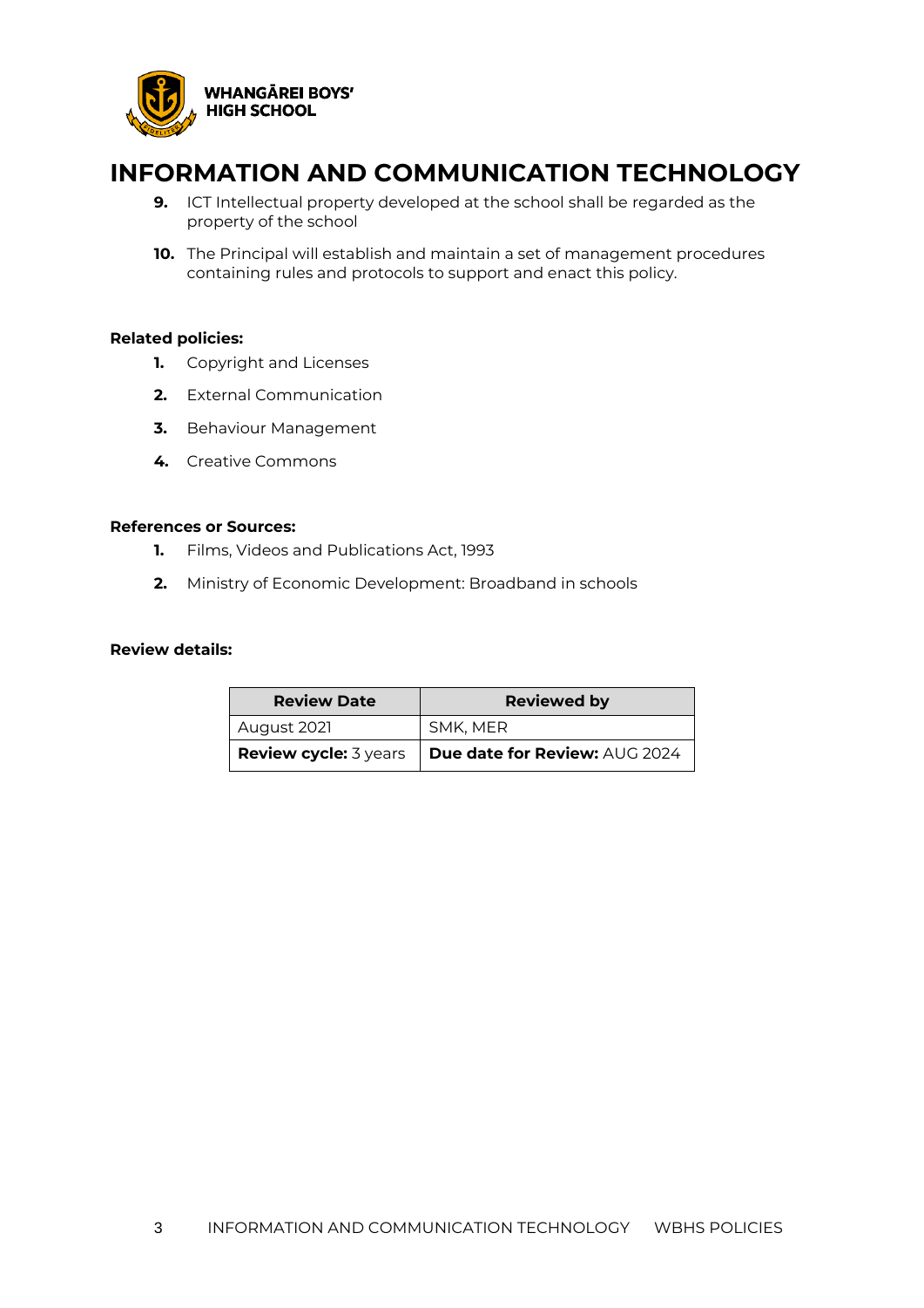# INFORMATION AND COMMUNICATION TECHNOLOGY

9. ICT Intellectual property developed at the school shall be regarded as the property of the school
10. The Principal will establish and maintain a set of management procedures containing rules and protocols to support and enact this policy.

**Related policies:**

1. Copyright and Licenses
2. External Communication
3. Behaviour Management
4. Creative Commons

**References or Sources:**

1. Films, Videos and Publications Act, 1993
2. Ministry of Economic Development: Broadband in schools

**Review details:**

| Review Date | Reviewed by |
|---|---|
| August 2021 | SMK, MER |
| **Review cycle:** 3 years | **Due date for Review:** AUG 2024 |